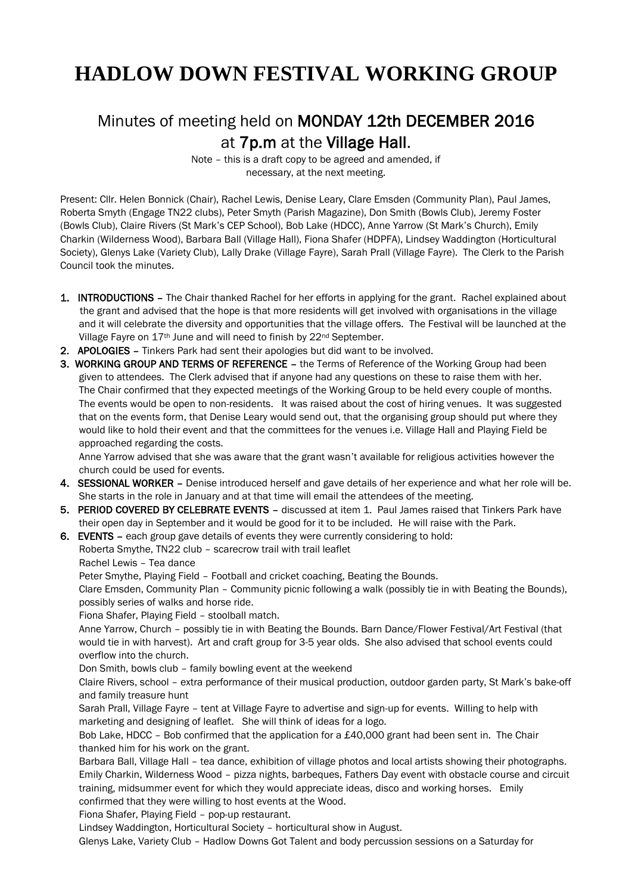# HADLOW DOWN FESTIVAL WORKING GROUP

## Minutes of meeting held on **MONDAY 12th DECEMBER 2016** at **7p.m** at the **Village Hall**.

Note – this is a draft copy to be agreed and amended, if necessary, at the next meeting.

Present: Cllr. Helen Bonnick (Chair), Rachel Lewis, Denise Leary, Clare Emsden (Community Plan), Paul James, Roberta Smyth (Engage TN22 clubs), Peter Smyth (Parish Magazine), Don Smith (Bowls Club), Jeremy Foster (Bowls Club), Claire Rivers (St Mark's CEP School), Bob Lake (HDCC), Anne Yarrow (St Mark's Church), Emily Charkin (Wilderness Wood), Barbara Ball (Village Hall), Fiona Shafer (HDPFA), Lindsey Waddington (Horticultural Society), Glenys Lake (Variety Club), Lally Drake (Village Fayre), Sarah Prall (Village Fayre). The Clerk to the Parish Council took the minutes.

1. **INTRODUCTIONS** – The Chair thanked Rachel for her efforts in applying for the grant. Rachel explained about the grant and advised that the hope is that more residents will get involved with organisations in the village and it will celebrate the diversity and opportunities that the village offers. The Festival will be launched at the Village Fayre on 17th June and will need to finish by 22nd September.
2. **APOLOGIES** – Tinkers Park had sent their apologies but did want to be involved.
3. **WORKING GROUP AND TERMS OF REFERENCE** – the Terms of Reference of the Working Group had been given to attendees. The Clerk advised that if anyone had any questions on these to raise them with her. The Chair confirmed that they expected meetings of the Working Group to be held every couple of months. The events would be open to non-residents. It was raised about the cost of hiring venues. It was suggested that on the events form, that Denise Leary would send out, that the organising group should put where they would like to hold their event and that the committees for the venues i.e. Village Hall and Playing Field be approached regarding the costs.

   Anne Yarrow advised that she was aware that the grant wasn't available for religious activities however the church could be used for events.
4. **SESSIONAL WORKER** – Denise introduced herself and gave details of her experience and what her role will be. She starts in the role in January and at that time will email the attendees of the meeting.
5. **PERIOD COVERED BY CELEBRATE EVENTS** – discussed at item 1. Paul James raised that Tinkers Park have their open day in September and it would be good for it to be included. He will raise with the Park.
6. **EVENTS** – each group gave details of events they were currently considering to hold:

   Roberta Smythe, TN22 club – scarecrow trail with trail leaflet

   Rachel Lewis – Tea dance

   Peter Smythe, Playing Field – Football and cricket coaching, Beating the Bounds.

   Clare Emsden, Community Plan – Community picnic following a walk (possibly tie in with Beating the Bounds), possibly series of walks and horse ride.

   Fiona Shafer, Playing Field – stoolball match.

   Anne Yarrow, Church – possibly tie in with Beating the Bounds. Barn Dance/Flower Festival/Art Festival (that would tie in with harvest). Art and craft group for 3-5 year olds. She also advised that school events could overflow into the church.

   Don Smith, bowls club – family bowling event at the weekend

   Claire Rivers, school – extra performance of their musical production, outdoor garden party, St Mark's bake-off and family treasure hunt

   Sarah Prall, Village Fayre – tent at Village Fayre to advertise and sign-up for events. Willing to help with marketing and designing of leaflet. She will think of ideas for a logo.

   Bob Lake, HDCC – Bob confirmed that the application for a £40,000 grant had been sent in. The Chair thanked him for his work on the grant.

   Barbara Ball, Village Hall – tea dance, exhibition of village photos and local artists showing their photographs.

   Emily Charkin, Wilderness Wood – pizza nights, barbeques, Fathers Day event with obstacle course and circuit training, midsummer event for which they would appreciate ideas, disco and working horses. Emily confirmed that they were willing to host events at the Wood.

   Fiona Shafer, Playing Field – pop-up restaurant.

   Lindsey Waddington, Horticultural Society – horticultural show in August.

   Glenys Lake, Variety Club – Hadlow Downs Got Talent and body percussion sessions on a Saturday for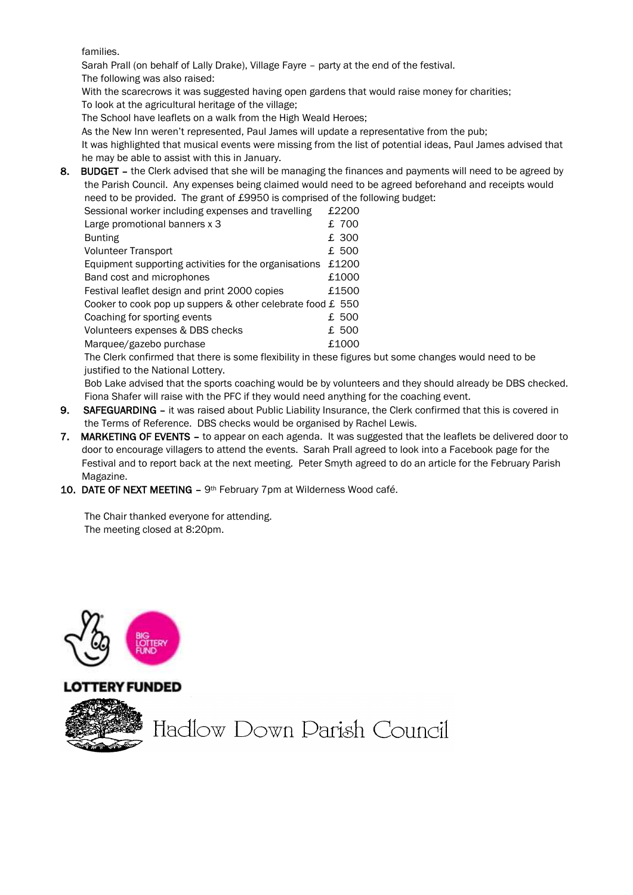families.

Sarah Prall (on behalf of Lally Drake), Village Fayre – party at the end of the festival.

The following was also raised:

With the scarecrows it was suggested having open gardens that would raise money for charities;

To look at the agricultural heritage of the village;

The School have leaflets on a walk from the High Weald Heroes;

As the New Inn weren't represented, Paul James will update a representative from the pub;

It was highlighted that musical events were missing from the list of potential ideas, Paul James advised that he may be able to assist with this in January.

8. **BUDGET** – the Clerk advised that she will be managing the finances and payments will need to be agreed by the Parish Council. Any expenses being claimed would need to be agreed beforehand and receipts would need to be provided. The grant of £9950 is comprised of the following budget:

| | |
|---|---|
| Sessional worker including expenses and travelling | £2200 |
| Large promotional banners x 3 | £ 700 |
| Bunting | £ 300 |
| Volunteer Transport | £ 500 |
| Equipment supporting activities for the organisations | £1200 |
| Band cost and microphones | £1000 |
| Festival leaflet design and print 2000 copies | £1500 |
| Cooker to cook pop up suppers & other celebrate food | £ 550 |
| Coaching for sporting events | £ 500 |
| Volunteers expenses & DBS checks | £ 500 |
| Marquee/gazebo purchase | £1000 |

The Clerk confirmed that there is some flexibility in these figures but some changes would need to be justified to the National Lottery.

Bob Lake advised that the sports coaching would be by volunteers and they should already be DBS checked. Fiona Shafer will raise with the PFC if they would need anything for the coaching event.

9. **SAFEGUARDING** – it was raised about Public Liability Insurance, the Clerk confirmed that this is covered in the Terms of Reference. DBS checks would be organised by Rachel Lewis.

7. **MARKETING OF EVENTS** – to appear on each agenda. It was suggested that the leaflets be delivered door to door to encourage villagers to attend the events. Sarah Prall agreed to look into a Facebook page for the Festival and to report back at the next meeting. Peter Smyth agreed to do an article for the February Parish Magazine.

10. **DATE OF NEXT MEETING** – 9th February 7pm at Wilderness Wood café.

The Chair thanked everyone for attending.

The meeting closed at 8:20pm.

BIG LOTTERY FUND

LOTTERY FUNDED

Hadlow Down Parish Council